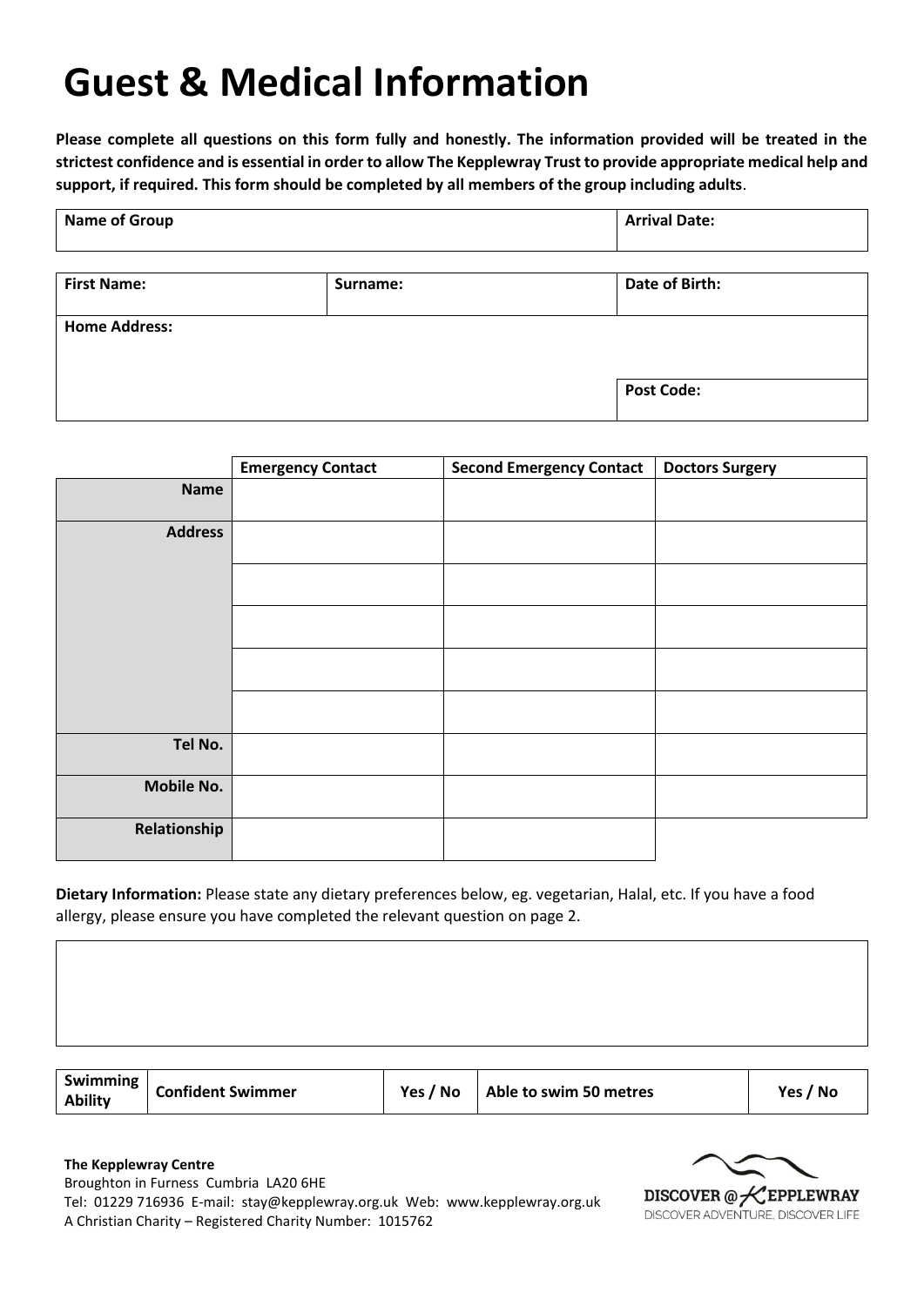# Guest & Medical Information

**Please complete all questions on this form fully and honestly. The information provided will be treated in the strictest confidence and is essential in order to allow The Kepplewray Trust to provide appropriate medical help and support, if required. This form should be completed by all members of the group including adults**.

| Name of Group | Arrival Date: |
|---|---|
| | |

| First Name: | Surname: | Date of Birth: |
|---|---|---|
| **Home Address:** | | |
| | | **Post Code:** |

| | Emergency Contact | Second Emergency Contact | Doctors Surgery |
|---|---|---|---|
| **Name** | | | |
| **Address** | | | |
| | | | |
| | | | |
| | | | |
| | | | |
| **Tel No.** | | | |
| **Mobile No.** | | | |
| **Relationship** | | | |

**Dietary Information:** Please state any dietary preferences below, eg. vegetarian, Halal, etc. If you have a food allergy, please ensure you have completed the relevant question on page 2.

| |
|---|
| |

| Swimming Ability | Confident Swimmer | Yes / No | Able to swim 50 metres | Yes / No |
|---|---|---|---|---|

**The Kepplewray Centre**
Broughton in Furness Cumbria LA20 6HE
Tel: 01229 716936 E-mail: stay@kepplewray.org.uk Web: www.kepplewray.org.uk
A Christian Charity – Registered Charity Number: 1015762

DISCOVER @ KEPPLEWRAY
DISCOVER ADVENTURE, DISCOVER LIFE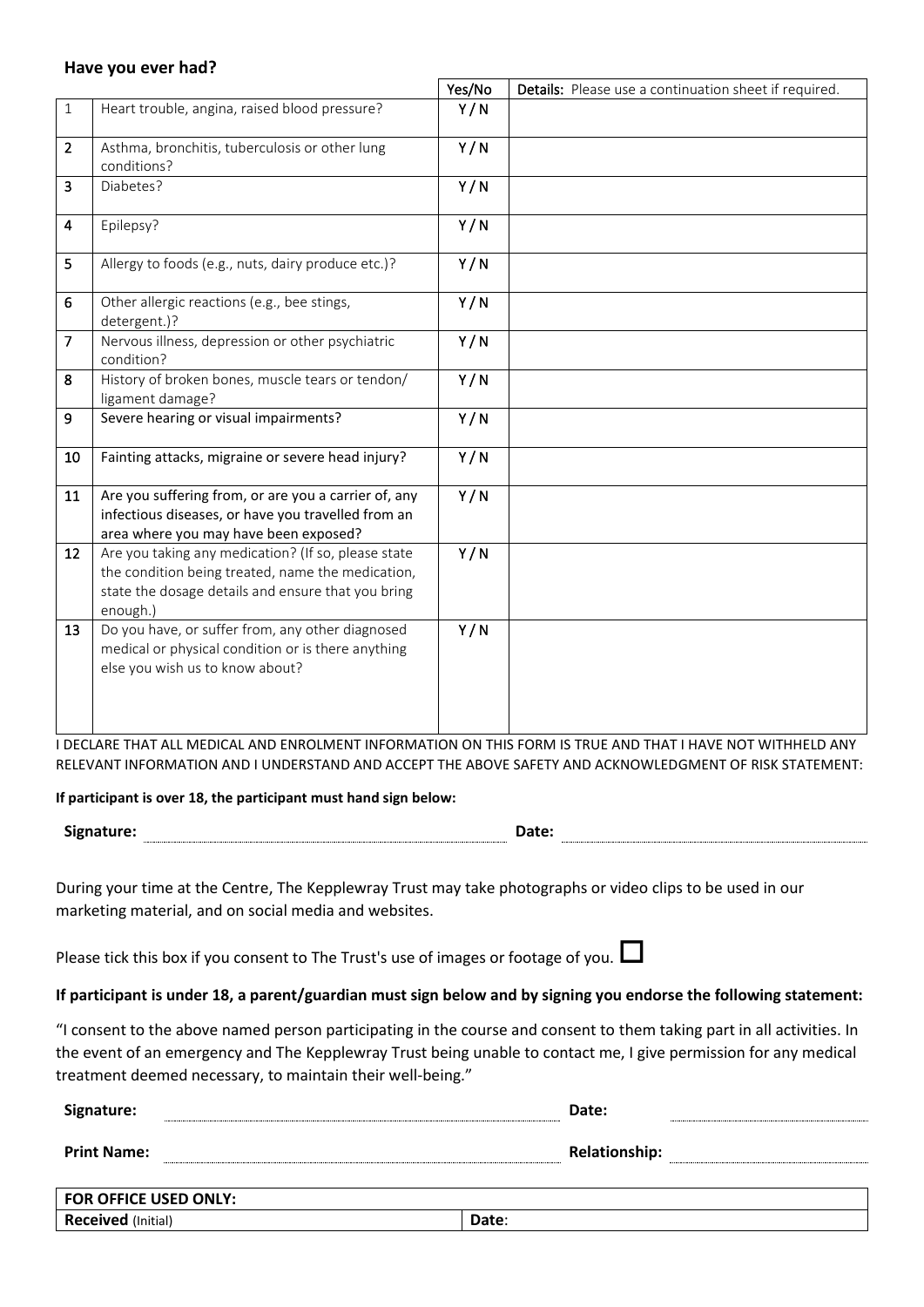**Have you ever had?**

| | | Yes/No | Details: Please use a continuation sheet if required. |
|---|---|---|---|
| 1 | Heart trouble, angina, raised blood pressure? | Y / N | |
| 2 | Asthma, bronchitis, tuberculosis or other lung conditions? | Y / N | |
| 3 | Diabetes? | Y / N | |
| 4 | Epilepsy? | Y / N | |
| 5 | Allergy to foods (e.g., nuts, dairy produce etc.)? | Y / N | |
| 6 | Other allergic reactions (e.g., bee stings, detergent.)? | Y / N | |
| 7 | Nervous illness, depression or other psychiatric condition? | Y / N | |
| 8 | History of broken bones, muscle tears or tendon/ ligament damage? | Y / N | |
| 9 | Severe hearing or visual impairments? | Y / N | |
| 10 | Fainting attacks, migraine or severe head injury? | Y / N | |
| 11 | Are you suffering from, or are you a carrier of, any infectious diseases, or have you travelled from an area where you may have been exposed? | Y / N | |
| 12 | Are you taking any medication? (If so, please state the condition being treated, name the medication, state the dosage details and ensure that you bring enough.) | Y / N | |
| 13 | Do you have, or suffer from, any other diagnosed medical or physical condition or is there anything else you wish us to know about? | Y / N | |

I DECLARE THAT ALL MEDICAL AND ENROLMENT INFORMATION ON THIS FORM IS TRUE AND THAT I HAVE NOT WITHHELD ANY RELEVANT INFORMATION AND I UNDERSTAND AND ACCEPT THE ABOVE SAFETY AND ACKNOWLEDGMENT OF RISK STATEMENT:

**If participant is over 18, the participant must hand sign below:**

**Signature:** ______________________ **Date:** ______________________

During your time at the Centre, The Kepplewray Trust may take photographs or video clips to be used in our marketing material, and on social media and websites.

Please tick this box if you consent to The Trust's use of images or footage of you. ☐

**If participant is under 18, a parent/guardian must sign below and by signing you endorse the following statement:**

"I consent to the above named person participating in the course and consent to them taking part in all activities. In the event of an emergency and The Kepplewray Trust being unable to contact me, I give permission for any medical treatment deemed necessary, to maintain their well-being."

**Signature:** ______________________ **Date:** ______________________

**Print Name:** ______________________ **Relationship:** ______________________

| **FOR OFFICE USED ONLY:** | |
|---|---|
| **Received** (Initial) | **Date**: |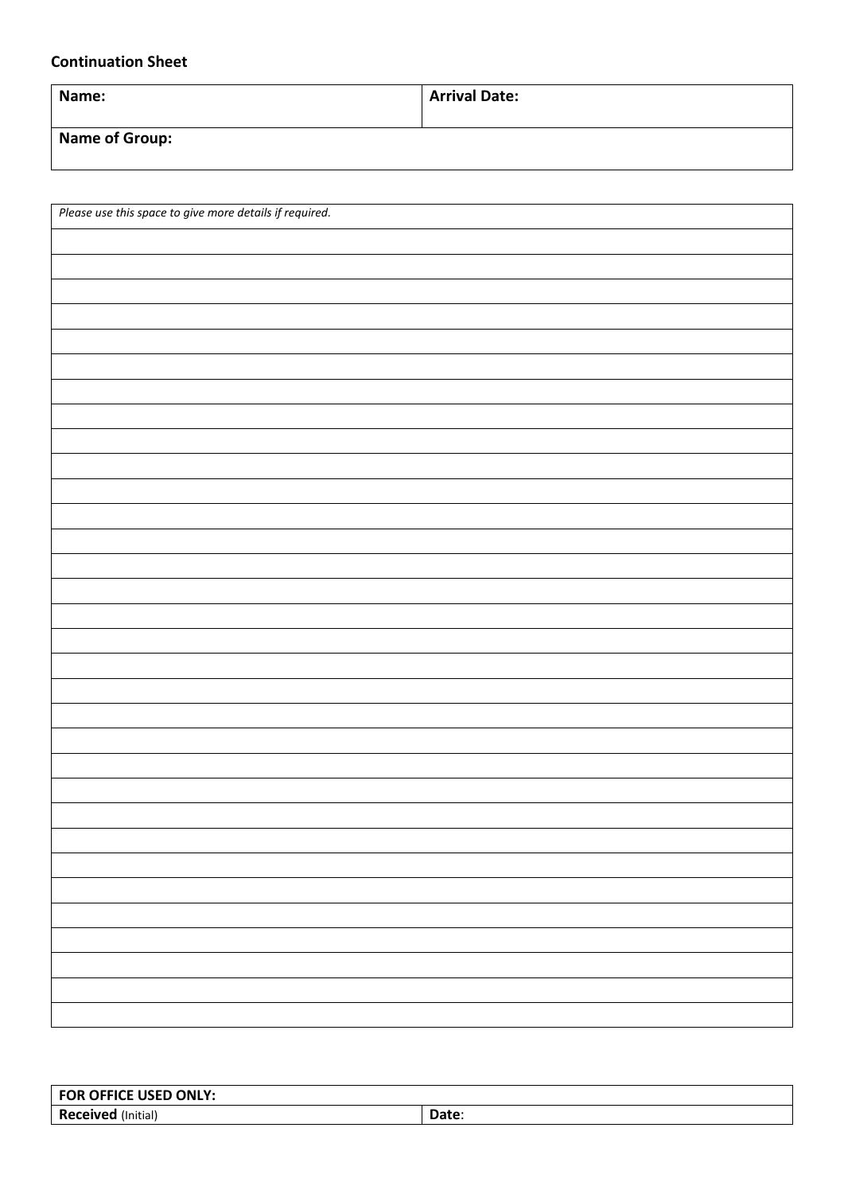**Continuation Sheet**

| | |
|---|---|
| **Name:** | **Arrival Date:** |
| **Name of Group:** | |

| |
|---|
| *Please use this space to give more details if required.* |
| |
| |
| |
| |
| |
| |
| |
| |
| |
| |
| |
| |
| |
| |
| |
| |
| |
| |
| |
| |
| |
| |
| |
| |
| |
| |
| |
| |
| |
| |
| |
| |

| | |
|---|---|
| **FOR OFFICE USED ONLY:** | |
| **Received** (Initial) | **Date**: |